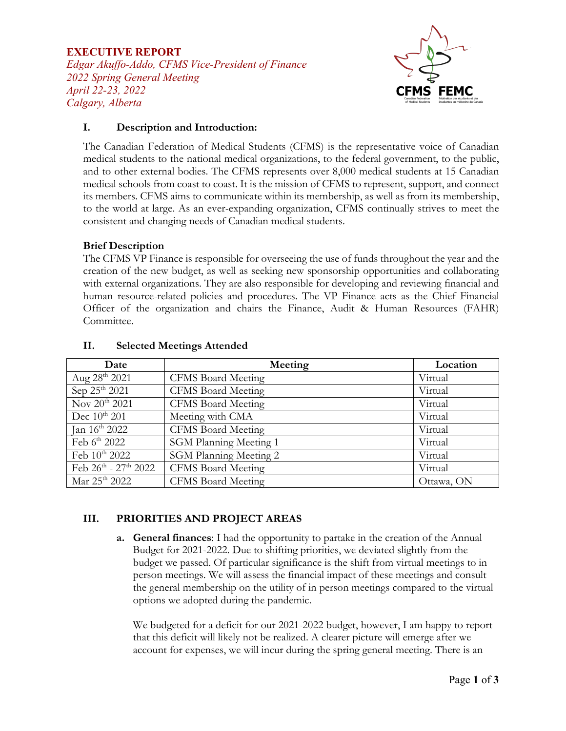**EXECUTIVE REPORT**
*Edgar Akuffo-Addo, CFMS Vice-President of Finance*
*2022 Spring General Meeting*
*April 22-23, 2022*
*Calgary, Alberta*

## I. Description and Introduction:

The Canadian Federation of Medical Students (CFMS) is the representative voice of Canadian medical students to the national medical organizations, to the federal government, to the public, and to other external bodies. The CFMS represents over 8,000 medical students at 15 Canadian medical schools from coast to coast. It is the mission of CFMS to represent, support, and connect its members. CFMS aims to communicate within its membership, as well as from its membership, to the world at large. As an ever-expanding organization, CFMS continually strives to meet the consistent and changing needs of Canadian medical students.

**Brief Description**

The CFMS VP Finance is responsible for overseeing the use of funds throughout the year and the creation of the new budget, as well as seeking new sponsorship opportunities and collaborating with external organizations. They are also responsible for developing and reviewing financial and human resource-related policies and procedures. The VP Finance acts as the Chief Financial Officer of the organization and chairs the Finance, Audit & Human Resources (FAHR) Committee.

## II. Selected Meetings Attended

| Date | Meeting | Location |
|---|---|---|
| Aug 28th 2021 | CFMS Board Meeting | Virtual |
| Sep 25th 2021 | CFMS Board Meeting | Virtual |
| Nov 20th 2021 | CFMS Board Meeting | Virtual |
| Dec 10th 201 | Meeting with CMA | Virtual |
| Jan 16th 2022 | CFMS Board Meeting | Virtual |
| Feb 6th 2022 | SGM Planning Meeting 1 | Virtual |
| Feb 10th 2022 | SGM Planning Meeting 2 | Virtual |
| Feb 26th - 27th 2022 | CFMS Board Meeting | Virtual |
| Mar 25th 2022 | CFMS Board Meeting | Ottawa, ON |

## III. PRIORITIES AND PROJECT AREAS

a. **General finances**: I had the opportunity to partake in the creation of the Annual Budget for 2021-2022. Due to shifting priorities, we deviated slightly from the budget we passed. Of particular significance is the shift from virtual meetings to in person meetings. We will assess the financial impact of these meetings and consult the general membership on the utility of in person meetings compared to the virtual options we adopted during the pandemic.

   We budgeted for a deficit for our 2021-2022 budget, however, I am happy to report that this deficit will likely not be realized. A clearer picture will emerge after we account for expenses, we will incur during the spring general meeting. There is an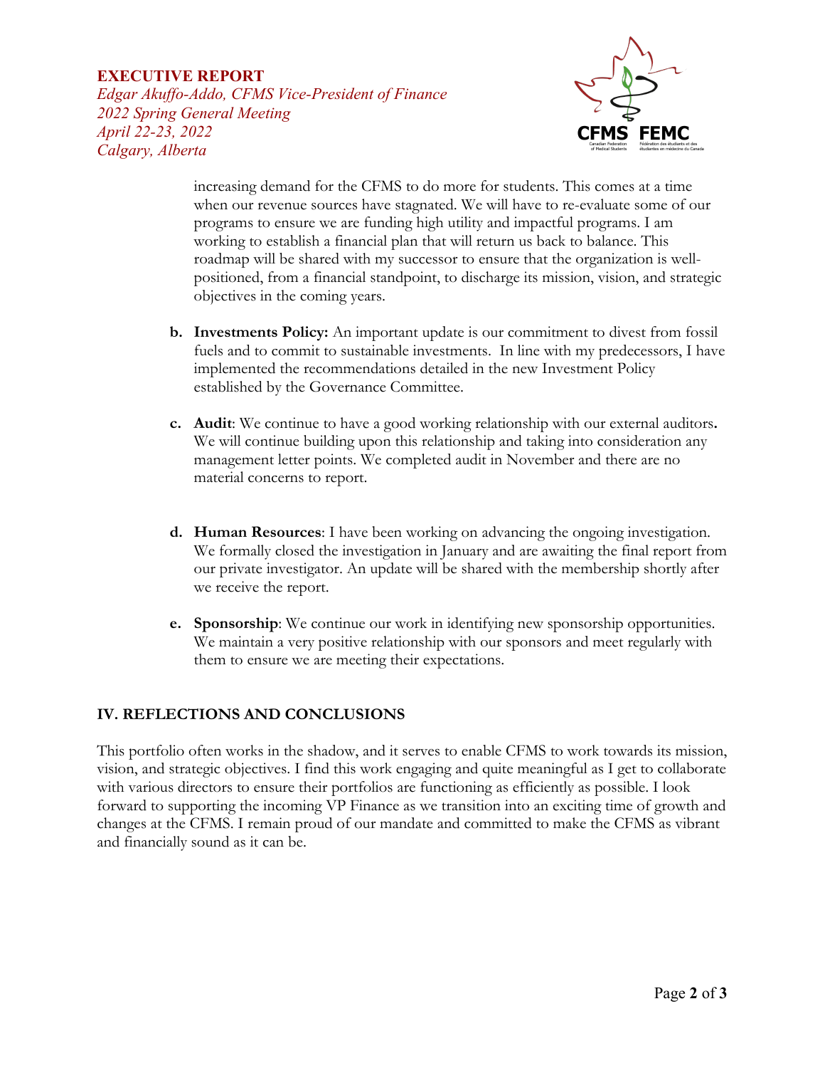increasing demand for the CFMS to do more for students. This comes at a time when our revenue sources have stagnated. We will have to re-evaluate some of our programs to ensure we are funding high utility and impactful programs. I am working to establish a financial plan that will return us back to balance. This roadmap will be shared with my successor to ensure that the organization is well-positioned, from a financial standpoint, to discharge its mission, vision, and strategic objectives in the coming years.

b. **Investments Policy:** An important update is our commitment to divest from fossil fuels and to commit to sustainable investments. In line with my predecessors, I have implemented the recommendations detailed in the new Investment Policy established by the Governance Committee.

c. **Audit**: We continue to have a good working relationship with our external auditors**.** We will continue building upon this relationship and taking into consideration any management letter points. We completed audit in November and there are no material concerns to report.

d. **Human Resources**: I have been working on advancing the ongoing investigation. We formally closed the investigation in January and are awaiting the final report from our private investigator. An update will be shared with the membership shortly after we receive the report.

e. **Sponsorship**: We continue our work in identifying new sponsorship opportunities. We maintain a very positive relationship with our sponsors and meet regularly with them to ensure we are meeting their expectations.

## IV. REFLECTIONS AND CONCLUSIONS

This portfolio often works in the shadow, and it serves to enable CFMS to work towards its mission, vision, and strategic objectives. I find this work engaging and quite meaningful as I get to collaborate with various directors to ensure their portfolios are functioning as efficiently as possible. I look forward to supporting the incoming VP Finance as we transition into an exciting time of growth and changes at the CFMS. I remain proud of our mandate and committed to make the CFMS as vibrant and financially sound as it can be.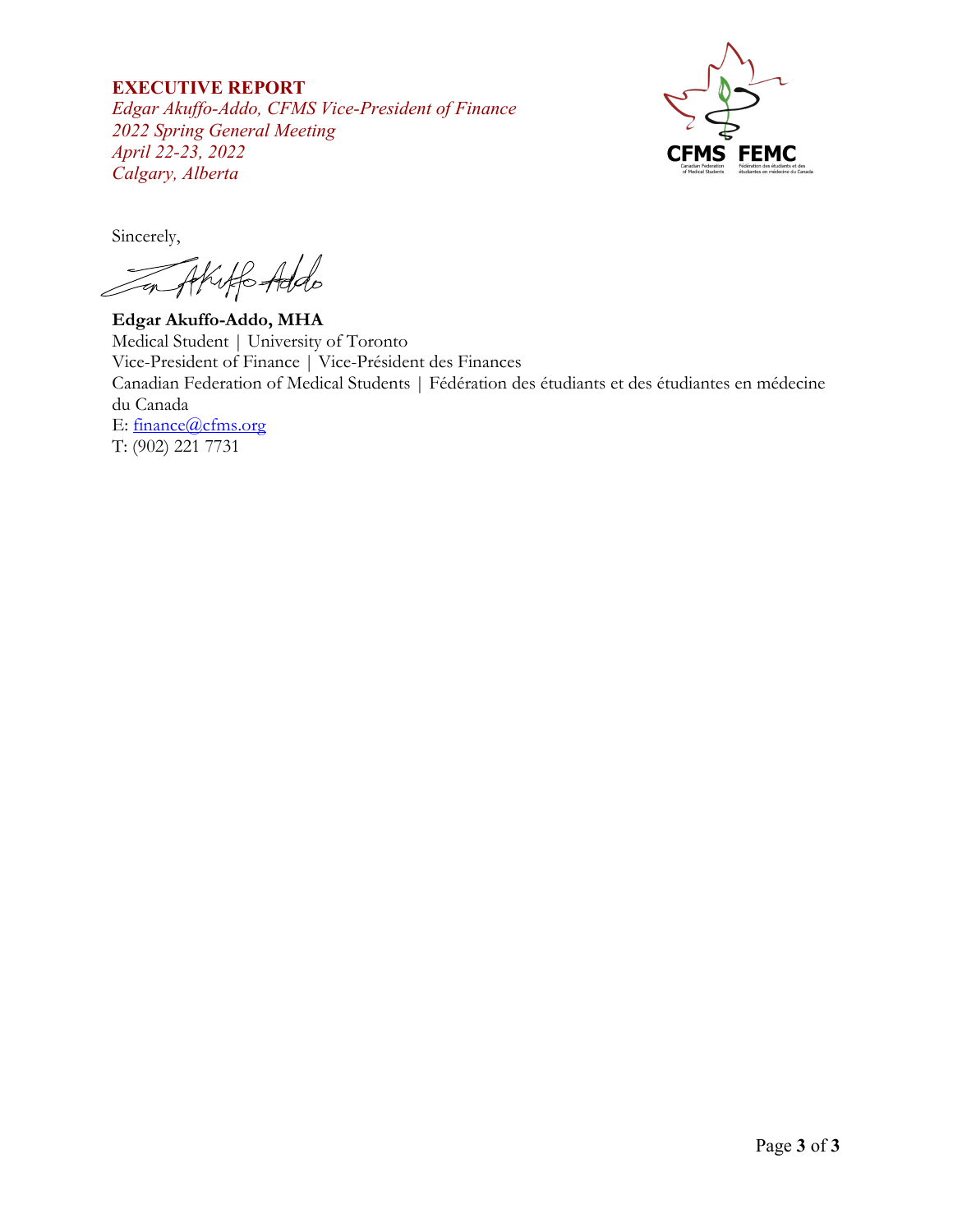Sincerely,

**Edgar Akuffo-Addo, MHA**
Medical Student | University of Toronto
Vice-President of Finance | Vice-Président des Finances
Canadian Federation of Medical Students | Fédération des étudiants et des étudiantes en médecine du Canada
E: finance@cfms.org
T: (902) 221 7731